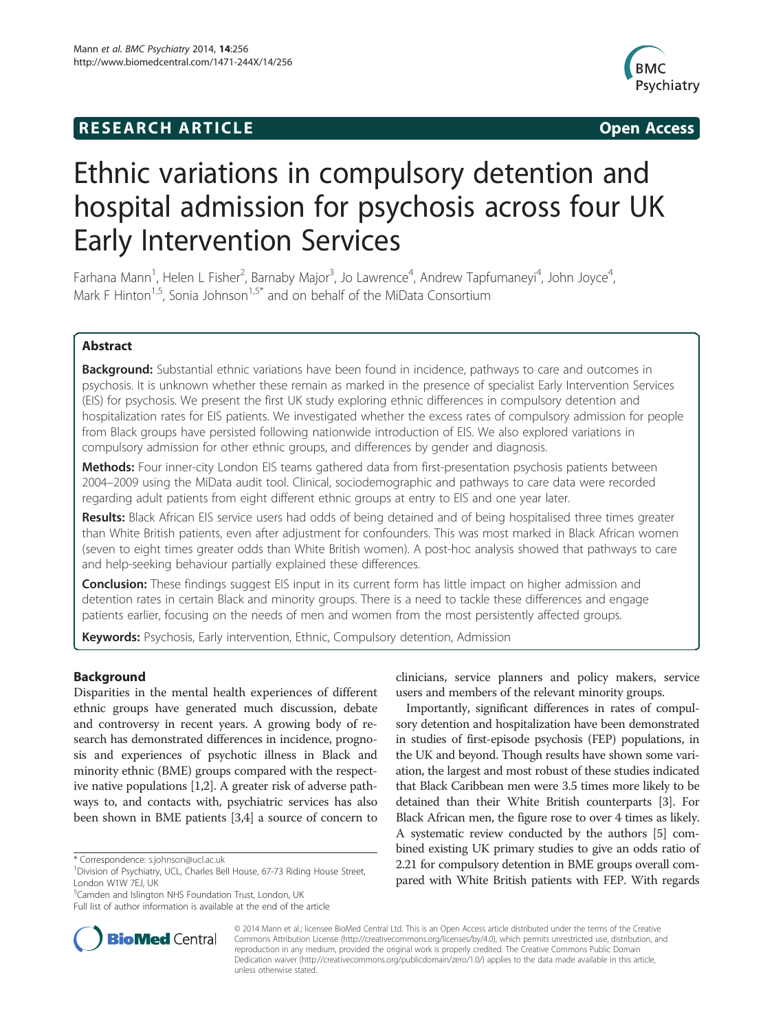RESEARCH ARTICLE **Open Access**

# Ethnic variations in compulsory detention and hospital admission for psychosis across four UK Early Intervention Services

Farhana Mann[1], Helen L Fisher[2], Barnaby Major[3], Jo Lawrence[4], Andrew Tapfumaneyi[4], John Joyce[4], Mark F Hinton[1,5], Sonia Johnson[1,5*] and on behalf of the MiData Consortium

## Abstract

**Background:** Substantial ethnic variations have been found in incidence, pathways to care and outcomes in psychosis. It is unknown whether these remain as marked in the presence of specialist Early Intervention Services (EIS) for psychosis. We present the first UK study exploring ethnic differences in compulsory detention and hospitalization rates for EIS patients. We investigated whether the excess rates of compulsory admission for people from Black groups have persisted following nationwide introduction of EIS. We also explored variations in compulsory admission for other ethnic groups, and differences by gender and diagnosis.

**Methods:** Four inner-city London EIS teams gathered data from first-presentation psychosis patients between 2004–2009 using the MiData audit tool. Clinical, sociodemographic and pathways to care data were recorded regarding adult patients from eight different ethnic groups at entry to EIS and one year later.

**Results:** Black African EIS service users had odds of being detained and of being hospitalised three times greater than White British patients, even after adjustment for confounders. This was most marked in Black African women (seven to eight times greater odds than White British women). A post-hoc analysis showed that pathways to care and help-seeking behaviour partially explained these differences.

**Conclusion:** These findings suggest EIS input in its current form has little impact on higher admission and detention rates in certain Black and minority groups. There is a need to tackle these differences and engage patients earlier, focusing on the needs of men and women from the most persistently affected groups.

**Keywords:** Psychosis, Early intervention, Ethnic, Compulsory detention, Admission

## Background

Disparities in the mental health experiences of different ethnic groups have generated much discussion, debate and controversy in recent years. A growing body of research has demonstrated differences in incidence, prognosis and experiences of psychotic illness in Black and minority ethnic (BME) groups compared with the respective native populations [1,2]. A greater risk of adverse pathways to, and contacts with, psychiatric services has also been shown in BME patients [3,4] a source of concern to clinicians, service planners and policy makers, service users and members of the relevant minority groups.

Importantly, significant differences in rates of compulsory detention and hospitalization have been demonstrated in studies of first-episode psychosis (FEP) populations, in the UK and beyond. Though results have shown some variation, the largest and most robust of these studies indicated that Black Caribbean men were 3.5 times more likely to be detained than their White British counterparts [3]. For Black African men, the figure rose to over 4 times as likely. A systematic review conducted by the authors [5] combined existing UK primary studies to give an odds ratio of 2.21 for compulsory detention in BME groups overall compared with White British patients with FEP. With regards

\* Correspondence: s.johnson@ucl.ac.uk
[1]Division of Psychiatry, UCL, Charles Bell House, 67-73 Riding House Street, London W1W 7EJ, UK
[5]Camden and Islington NHS Foundation Trust, London, UK
Full list of author information is available at the end of the article

© 2014 Mann et al.; licensee BioMed Central Ltd. This is an Open Access article distributed under the terms of the Creative Commons Attribution License (http://creativecommons.org/licenses/by/4.0), which permits unrestricted use, distribution, and reproduction in any medium, provided the original work is properly credited. The Creative Commons Public Domain Dedication waiver (http://creativecommons.org/publicdomain/zero/1.0/) applies to the data made available in this article, unless otherwise stated.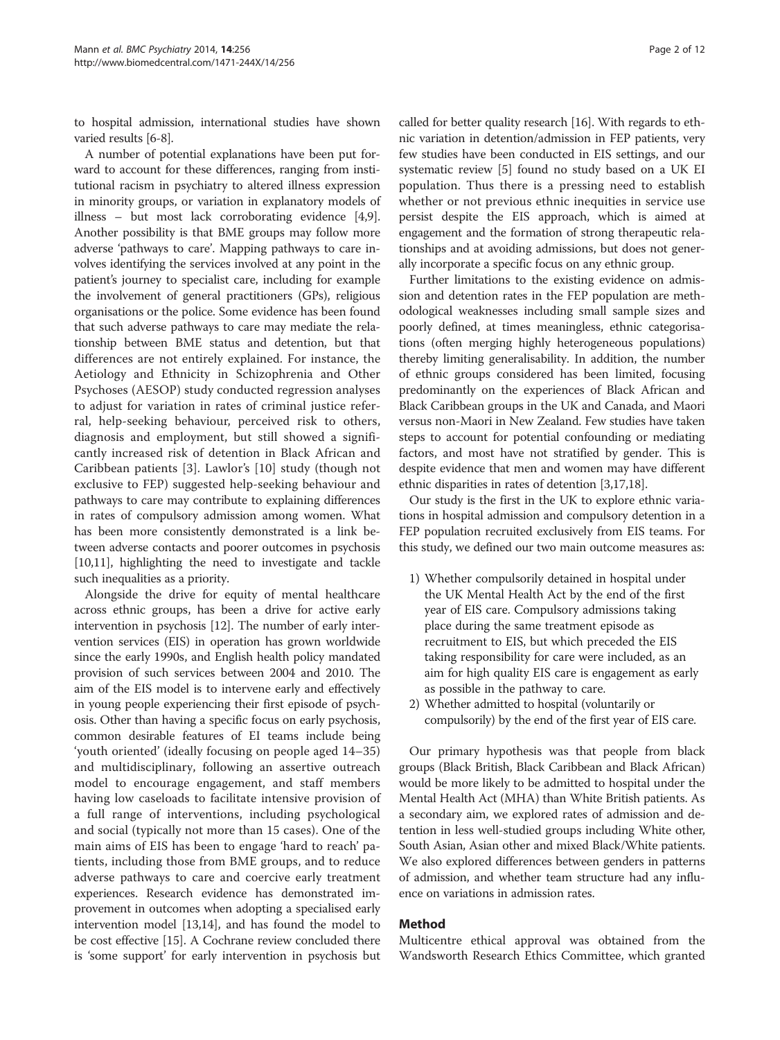to hospital admission, international studies have shown varied results [6-8].

A number of potential explanations have been put forward to account for these differences, ranging from institutional racism in psychiatry to altered illness expression in minority groups, or variation in explanatory models of illness – but most lack corroborating evidence [4,9]. Another possibility is that BME groups may follow more adverse 'pathways to care'. Mapping pathways to care involves identifying the services involved at any point in the patient's journey to specialist care, including for example the involvement of general practitioners (GPs), religious organisations or the police. Some evidence has been found that such adverse pathways to care may mediate the relationship between BME status and detention, but that differences are not entirely explained. For instance, the Aetiology and Ethnicity in Schizophrenia and Other Psychoses (AESOP) study conducted regression analyses to adjust for variation in rates of criminal justice referral, help-seeking behaviour, perceived risk to others, diagnosis and employment, but still showed a significantly increased risk of detention in Black African and Caribbean patients [3]. Lawlor's [10] study (though not exclusive to FEP) suggested help-seeking behaviour and pathways to care may contribute to explaining differences in rates of compulsory admission among women. What has been more consistently demonstrated is a link between adverse contacts and poorer outcomes in psychosis [10,11], highlighting the need to investigate and tackle such inequalities as a priority.

Alongside the drive for equity of mental healthcare across ethnic groups, has been a drive for active early intervention in psychosis [12]. The number of early intervention services (EIS) in operation has grown worldwide since the early 1990s, and English health policy mandated provision of such services between 2004 and 2010. The aim of the EIS model is to intervene early and effectively in young people experiencing their first episode of psychosis. Other than having a specific focus on early psychosis, common desirable features of EI teams include being 'youth oriented' (ideally focusing on people aged 14–35) and multidisciplinary, following an assertive outreach model to encourage engagement, and staff members having low caseloads to facilitate intensive provision of a full range of interventions, including psychological and social (typically not more than 15 cases). One of the main aims of EIS has been to engage 'hard to reach' patients, including those from BME groups, and to reduce adverse pathways to care and coercive early treatment experiences. Research evidence has demonstrated improvement in outcomes when adopting a specialised early intervention model [13,14], and has found the model to be cost effective [15]. A Cochrane review concluded there is 'some support' for early intervention in psychosis but called for better quality research [16]. With regards to ethnic variation in detention/admission in FEP patients, very few studies have been conducted in EIS settings, and our systematic review [5] found no study based on a UK EI population. Thus there is a pressing need to establish whether or not previous ethnic inequities in service use persist despite the EIS approach, which is aimed at engagement and the formation of strong therapeutic relationships and at avoiding admissions, but does not generally incorporate a specific focus on any ethnic group.

Further limitations to the existing evidence on admission and detention rates in the FEP population are methodological weaknesses including small sample sizes and poorly defined, at times meaningless, ethnic categorisations (often merging highly heterogeneous populations) thereby limiting generalisability. In addition, the number of ethnic groups considered has been limited, focusing predominantly on the experiences of Black African and Black Caribbean groups in the UK and Canada, and Maori versus non-Maori in New Zealand. Few studies have taken steps to account for potential confounding or mediating factors, and most have not stratified by gender. This is despite evidence that men and women may have different ethnic disparities in rates of detention [3,17,18].

Our study is the first in the UK to explore ethnic variations in hospital admission and compulsory detention in a FEP population recruited exclusively from EIS teams. For this study, we defined our two main outcome measures as:

1) Whether compulsorily detained in hospital under the UK Mental Health Act by the end of the first year of EIS care. Compulsory admissions taking place during the same treatment episode as recruitment to EIS, but which preceded the EIS taking responsibility for care were included, as an aim for high quality EIS care is engagement as early as possible in the pathway to care.
2) Whether admitted to hospital (voluntarily or compulsorily) by the end of the first year of EIS care.

Our primary hypothesis was that people from black groups (Black British, Black Caribbean and Black African) would be more likely to be admitted to hospital under the Mental Health Act (MHA) than White British patients. As a secondary aim, we explored rates of admission and detention in less well-studied groups including White other, South Asian, Asian other and mixed Black/White patients. We also explored differences between genders in patterns of admission, and whether team structure had any influence on variations in admission rates.

## Method

Multicentre ethical approval was obtained from the Wandsworth Research Ethics Committee, which granted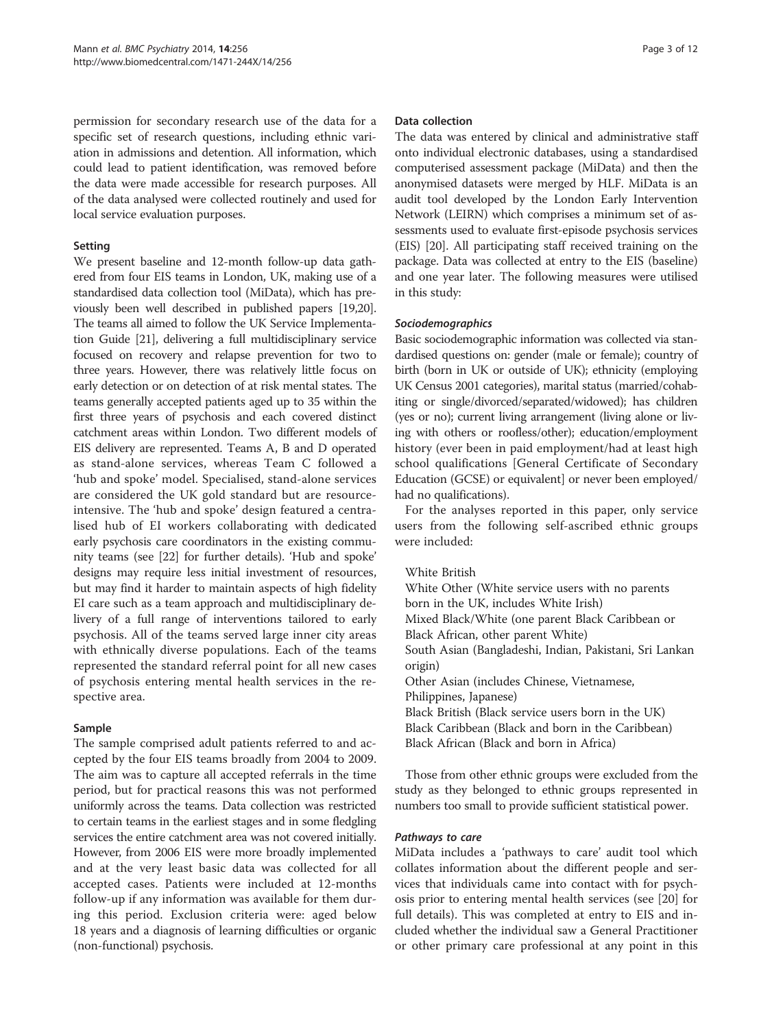permission for secondary research use of the data for a specific set of research questions, including ethnic variation in admissions and detention. All information, which could lead to patient identification, was removed before the data were made accessible for research purposes. All of the data analysed were collected routinely and used for local service evaluation purposes.

### Setting

We present baseline and 12-month follow-up data gathered from four EIS teams in London, UK, making use of a standardised data collection tool (MiData), which has previously been well described in published papers [19,20]. The teams all aimed to follow the UK Service Implementation Guide [21], delivering a full multidisciplinary service focused on recovery and relapse prevention for two to three years. However, there was relatively little focus on early detection or on detection of at risk mental states. The teams generally accepted patients aged up to 35 within the first three years of psychosis and each covered distinct catchment areas within London. Two different models of EIS delivery are represented. Teams A, B and D operated as stand-alone services, whereas Team C followed a 'hub and spoke' model. Specialised, stand-alone services are considered the UK gold standard but are resource-intensive. The 'hub and spoke' design featured a centralised hub of EI workers collaborating with dedicated early psychosis care coordinators in the existing community teams (see [22] for further details). 'Hub and spoke' designs may require less initial investment of resources, but may find it harder to maintain aspects of high fidelity EI care such as a team approach and multidisciplinary delivery of a full range of interventions tailored to early psychosis. All of the teams served large inner city areas with ethnically diverse populations. Each of the teams represented the standard referral point for all new cases of psychosis entering mental health services in the respective area.

### Sample

The sample comprised adult patients referred to and accepted by the four EIS teams broadly from 2004 to 2009. The aim was to capture all accepted referrals in the time period, but for practical reasons this was not performed uniformly across the teams. Data collection was restricted to certain teams in the earliest stages and in some fledgling services the entire catchment area was not covered initially. However, from 2006 EIS were more broadly implemented and at the very least basic data was collected for all accepted cases. Patients were included at 12-months follow-up if any information was available for them during this period. Exclusion criteria were: aged below 18 years and a diagnosis of learning difficulties or organic (non-functional) psychosis.

### Data collection

The data was entered by clinical and administrative staff onto individual electronic databases, using a standardised computerised assessment package (MiData) and then the anonymised datasets were merged by HLF. MiData is an audit tool developed by the London Early Intervention Network (LEIRN) which comprises a minimum set of assessments used to evaluate first-episode psychosis services (EIS) [20]. All participating staff received training on the package. Data was collected at entry to the EIS (baseline) and one year later. The following measures were utilised in this study:

#### *Sociodemographics*

Basic sociodemographic information was collected via standardised questions on: gender (male or female); country of birth (born in UK or outside of UK); ethnicity (employing UK Census 2001 categories), marital status (married/cohabiting or single/divorced/separated/widowed); has children (yes or no); current living arrangement (living alone or living with others or roofless/other); education/employment history (ever been in paid employment/had at least high school qualifications [General Certificate of Secondary Education (GCSE) or equivalent] or never been employed/had no qualifications).

For the analyses reported in this paper, only service users from the following self-ascribed ethnic groups were included:

- White British
- White Other (White service users with no parents born in the UK, includes White Irish)
- Mixed Black/White (one parent Black Caribbean or Black African, other parent White)
- South Asian (Bangladeshi, Indian, Pakistani, Sri Lankan origin)
- Other Asian (includes Chinese, Vietnamese, Philippines, Japanese)
- Black British (Black service users born in the UK)
- Black Caribbean (Black and born in the Caribbean)
- Black African (Black and born in Africa)

Those from other ethnic groups were excluded from the study as they belonged to ethnic groups represented in numbers too small to provide sufficient statistical power.

#### *Pathways to care*

MiData includes a 'pathways to care' audit tool which collates information about the different people and services that individuals came into contact with for psychosis prior to entering mental health services (see [20] for full details). This was completed at entry to EIS and included whether the individual saw a General Practitioner or other primary care professional at any point in this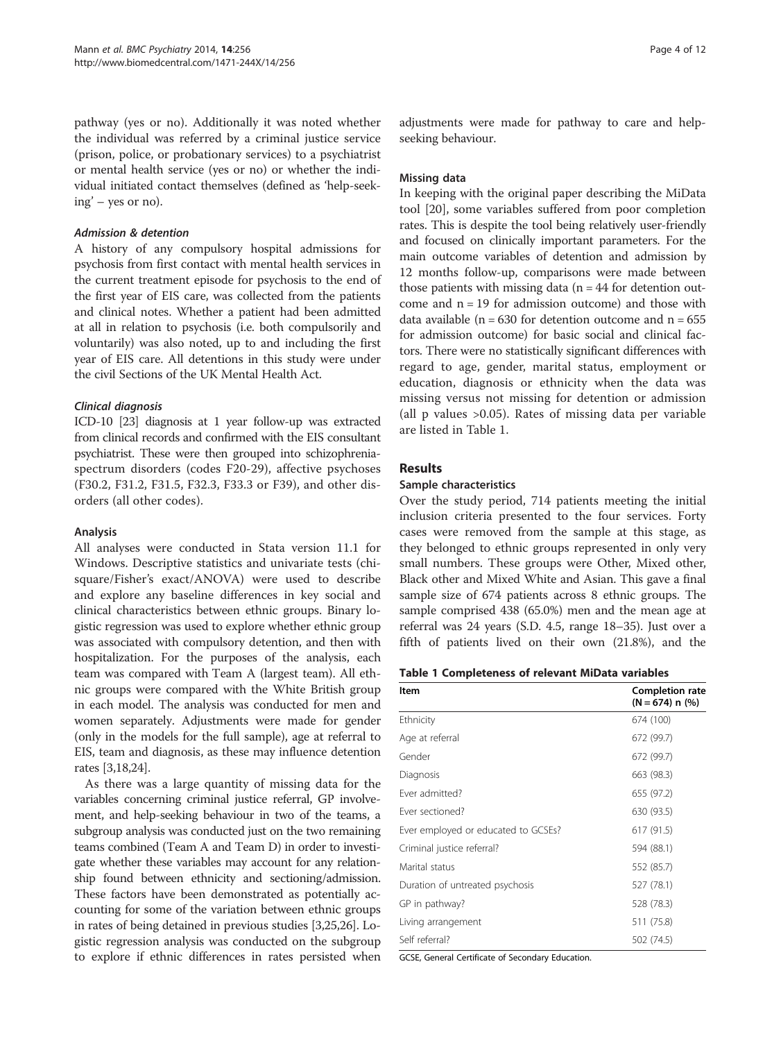pathway (yes or no). Additionally it was noted whether the individual was referred by a criminal justice service (prison, police, or probationary services) to a psychiatrist or mental health service (yes or no) or whether the individual initiated contact themselves (defined as 'help-seeking' – yes or no).

#### *Admission & detention*

A history of any compulsory hospital admissions for psychosis from first contact with mental health services in the current treatment episode for psychosis to the end of the first year of EIS care, was collected from the patients and clinical notes. Whether a patient had been admitted at all in relation to psychosis (i.e. both compulsorily and voluntarily) was also noted, up to and including the first year of EIS care. All detentions in this study were under the civil Sections of the UK Mental Health Act.

#### *Clinical diagnosis*

ICD-10 [23] diagnosis at 1 year follow-up was extracted from clinical records and confirmed with the EIS consultant psychiatrist. These were then grouped into schizophrenia-spectrum disorders (codes F20-29), affective psychoses (F30.2, F31.2, F31.5, F32.3, F33.3 or F39), and other disorders (all other codes).

### Analysis

All analyses were conducted in Stata version 11.1 for Windows. Descriptive statistics and univariate tests (chi-square/Fisher's exact/ANOVA) were used to describe and explore any baseline differences in key social and clinical characteristics between ethnic groups. Binary logistic regression was used to explore whether ethnic group was associated with compulsory detention, and then with hospitalization. For the purposes of the analysis, each team was compared with Team A (largest team). All ethnic groups were compared with the White British group in each model. The analysis was conducted for men and women separately. Adjustments were made for gender (only in the models for the full sample), age at referral to EIS, team and diagnosis, as these may influence detention rates [3,18,24].

As there was a large quantity of missing data for the variables concerning criminal justice referral, GP involvement, and help-seeking behaviour in two of the teams, a subgroup analysis was conducted just on the two remaining teams combined (Team A and Team D) in order to investigate whether these variables may account for any relationship found between ethnicity and sectioning/admission. These factors have been demonstrated as potentially accounting for some of the variation between ethnic groups in rates of being detained in previous studies [3,25,26]. Logistic regression analysis was conducted on the subgroup to explore if ethnic differences in rates persisted when adjustments were made for pathway to care and help-seeking behaviour.

### Missing data

In keeping with the original paper describing the MiData tool [20], some variables suffered from poor completion rates. This is despite the tool being relatively user-friendly and focused on clinically important parameters. For the main outcome variables of detention and admission by 12 months follow-up, comparisons were made between those patients with missing data (n = 44 for detention outcome and n = 19 for admission outcome) and those with data available (n = 630 for detention outcome and n = 655 for admission outcome) for basic social and clinical factors. There were no statistically significant differences with regard to age, gender, marital status, employment or education, diagnosis or ethnicity when the data was missing versus not missing for detention or admission (all p values >0.05). Rates of missing data per variable are listed in Table 1.

## Results

### Sample characteristics

Over the study period, 714 patients meeting the initial inclusion criteria presented to the four services. Forty cases were removed from the sample at this stage, as they belonged to ethnic groups represented in only very small numbers. These groups were Other, Mixed other, Black other and Mixed White and Asian. This gave a final sample size of 674 patients across 8 ethnic groups. The sample comprised 438 (65.0%) men and the mean age at referral was 24 years (S.D. 4.5, range 18–35). Just over a fifth of patients lived on their own (21.8%), and the

**Table 1 Completeness of relevant MiData variables**

| Item | Completion rate (N = 674) n (%) |
|---|---|
| Ethnicity | 674 (100) |
| Age at referral | 672 (99.7) |
| Gender | 672 (99.7) |
| Diagnosis | 663 (98.3) |
| Ever admitted? | 655 (97.2) |
| Ever sectioned? | 630 (93.5) |
| Ever employed or educated to GCSEs? | 617 (91.5) |
| Criminal justice referral? | 594 (88.1) |
| Marital status | 552 (85.7) |
| Duration of untreated psychosis | 527 (78.1) |
| GP in pathway? | 528 (78.3) |
| Living arrangement | 511 (75.8) |
| Self referral? | 502 (74.5) |

GCSE, General Certificate of Secondary Education.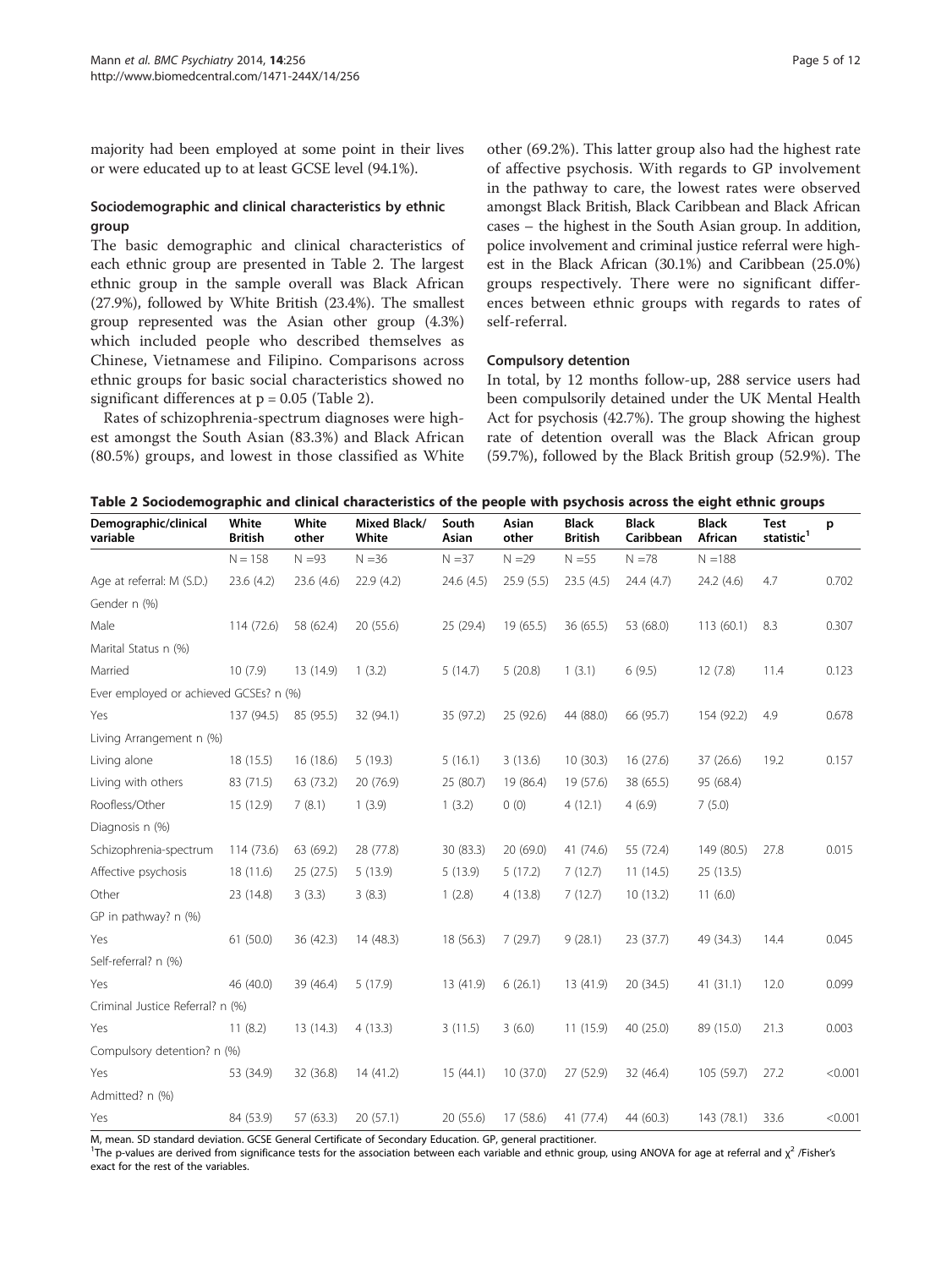majority had been employed at some point in their lives or were educated up to at least GCSE level (94.1%).

### Sociodemographic and clinical characteristics by ethnic group

The basic demographic and clinical characteristics of each ethnic group are presented in Table 2. The largest ethnic group in the sample overall was Black African (27.9%), followed by White British (23.4%). The smallest group represented was the Asian other group (4.3%) which included people who described themselves as Chinese, Vietnamese and Filipino. Comparisons across ethnic groups for basic social characteristics showed no significant differences at p = 0.05 (Table 2).

Rates of schizophrenia-spectrum diagnoses were highest amongst the South Asian (83.3%) and Black African (80.5%) groups, and lowest in those classified as White other (69.2%). This latter group also had the highest rate of affective psychosis. With regards to GP involvement in the pathway to care, the lowest rates were observed amongst Black British, Black Caribbean and Black African cases – the highest in the South Asian group. In addition, police involvement and criminal justice referral were highest in the Black African (30.1%) and Caribbean (25.0%) groups respectively. There were no significant differences between ethnic groups with regards to rates of self-referral.

### Compulsory detention

In total, by 12 months follow-up, 288 service users had been compulsorily detained under the UK Mental Health Act for psychosis (42.7%). The group showing the highest rate of detention overall was the Black African group (59.7%), followed by the Black British group (52.9%). The

**Table 2 Sociodemographic and clinical characteristics of the people with psychosis across the eight ethnic groups**

| Demographic/clinical variable | White British | White other | Mixed Black/ White | South Asian | Asian other | Black British | Black Caribbean | Black African | Test statistic[1] | p |
|---|---|---|---|---|---|---|---|---|---|---|
| | N = 158 | N =93 | N =36 | N =37 | N =29 | N =55 | N =78 | N =188 | | |
| Age at referral: M (S.D.) | 23.6 (4.2) | 23.6 (4.6) | 22.9 (4.2) | 24.6 (4.5) | 25.9 (5.5) | 23.5 (4.5) | 24.4 (4.7) | 24.2 (4.6) | 4.7 | 0.702 |
| Gender n (%) | | | | | | | | | | |
| Male | 114 (72.6) | 58 (62.4) | 20 (55.6) | 25 (29.4) | 19 (65.5) | 36 (65.5) | 53 (68.0) | 113 (60.1) | 8.3 | 0.307 |
| Marital Status n (%) | | | | | | | | | | |
| Married | 10 (7.9) | 13 (14.9) | 1 (3.2) | 5 (14.7) | 5 (20.8) | 1 (3.1) | 6 (9.5) | 12 (7.8) | 11.4 | 0.123 |
| Ever employed or achieved GCSEs? n (%) | | | | | | | | | | |
| Yes | 137 (94.5) | 85 (95.5) | 32 (94.1) | 35 (97.2) | 25 (92.6) | 44 (88.0) | 66 (95.7) | 154 (92.2) | 4.9 | 0.678 |
| Living Arrangement n (%) | | | | | | | | | | |
| Living alone | 18 (15.5) | 16 (18.6) | 5 (19.3) | 5 (16.1) | 3 (13.6) | 10 (30.3) | 16 (27.6) | 37 (26.6) | 19.2 | 0.157 |
| Living with others | 83 (71.5) | 63 (73.2) | 20 (76.9) | 25 (80.7) | 19 (86.4) | 19 (57.6) | 38 (65.5) | 95 (68.4) | | |
| Roofless/Other | 15 (12.9) | 7 (8.1) | 1 (3.9) | 1 (3.2) | 0 (0) | 4 (12.1) | 4 (6.9) | 7 (5.0) | | |
| Diagnosis n (%) | | | | | | | | | | |
| Schizophrenia-spectrum | 114 (73.6) | 63 (69.2) | 28 (77.8) | 30 (83.3) | 20 (69.0) | 41 (74.6) | 55 (72.4) | 149 (80.5) | 27.8 | 0.015 |
| Affective psychosis | 18 (11.6) | 25 (27.5) | 5 (13.9) | 5 (13.9) | 5 (17.2) | 7 (12.7) | 11 (14.5) | 25 (13.5) | | |
| Other | 23 (14.8) | 3 (3.3) | 3 (8.3) | 1 (2.8) | 4 (13.8) | 7 (12.7) | 10 (13.2) | 11 (6.0) | | |
| GP in pathway? n (%) | | | | | | | | | | |
| Yes | 61 (50.0) | 36 (42.3) | 14 (48.3) | 18 (56.3) | 7 (29.7) | 9 (28.1) | 23 (37.7) | 49 (34.3) | 14.4 | 0.045 |
| Self-referral? n (%) | | | | | | | | | | |
| Yes | 46 (40.0) | 39 (46.4) | 5 (17.9) | 13 (41.9) | 6 (26.1) | 13 (41.9) | 20 (34.5) | 41 (31.1) | 12.0 | 0.099 |
| Criminal Justice Referral? n (%) | | | | | | | | | | |
| Yes | 11 (8.2) | 13 (14.3) | 4 (13.3) | 3 (11.5) | 3 (6.0) | 11 (15.9) | 40 (25.0) | 89 (15.0) | 21.3 | 0.003 |
| Compulsory detention? n (%) | | | | | | | | | | |
| Yes | 53 (34.9) | 32 (36.8) | 14 (41.2) | 15 (44.1) | 10 (37.0) | 27 (52.9) | 32 (46.4) | 105 (59.7) | 27.2 | <0.001 |
| Admitted? n (%) | | | | | | | | | | |
| Yes | 84 (53.9) | 57 (63.3) | 20 (57.1) | 20 (55.6) | 17 (58.6) | 41 (77.4) | 44 (60.3) | 143 (78.1) | 33.6 | <0.001 |

M, mean. SD standard deviation. GCSE General Certificate of Secondary Education. GP, general practitioner.

[1]The p-values are derived from significance tests for the association between each variable and ethnic group, using ANOVA for age at referral and $\chi^2$ /Fisher's exact for the rest of the variables.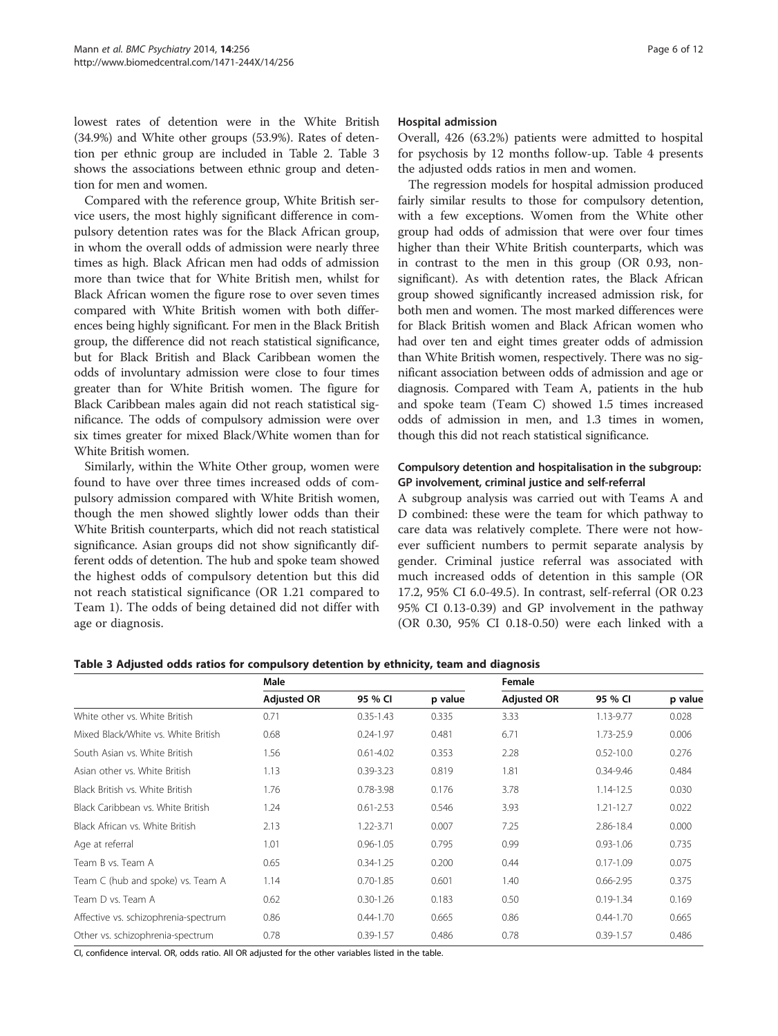lowest rates of detention were in the White British (34.9%) and White other groups (53.9%). Rates of detention per ethnic group are included in Table 2. Table 3 shows the associations between ethnic group and detention for men and women.

Compared with the reference group, White British service users, the most highly significant difference in compulsory detention rates was for the Black African group, in whom the overall odds of admission were nearly three times as high. Black African men had odds of admission more than twice that for White British men, whilst for Black African women the figure rose to over seven times compared with White British women with both differences being highly significant. For men in the Black British group, the difference did not reach statistical significance, but for Black British and Black Caribbean women the odds of involuntary admission were close to four times greater than for White British women. The figure for Black Caribbean males again did not reach statistical significance. The odds of compulsory admission were over six times greater for mixed Black/White women than for White British women.

Similarly, within the White Other group, women were found to have over three times increased odds of compulsory admission compared with White British women, though the men showed slightly lower odds than their White British counterparts, which did not reach statistical significance. Asian groups did not show significantly different odds of detention. The hub and spoke team showed the highest odds of compulsory detention but this did not reach statistical significance (OR 1.21 compared to Team 1). The odds of being detained did not differ with age or diagnosis.

### Hospital admission

Overall, 426 (63.2%) patients were admitted to hospital for psychosis by 12 months follow-up. Table 4 presents the adjusted odds ratios in men and women.

The regression models for hospital admission produced fairly similar results to those for compulsory detention, with a few exceptions. Women from the White other group had odds of admission that were over four times higher than their White British counterparts, which was in contrast to the men in this group (OR 0.93, non-significant). As with detention rates, the Black African group showed significantly increased admission risk, for both men and women. The most marked differences were for Black British women and Black African women who had over ten and eight times greater odds of admission than White British women, respectively. There was no significant association between odds of admission and age or diagnosis. Compared with Team A, patients in the hub and spoke team (Team C) showed 1.5 times increased odds of admission in men, and 1.3 times in women, though this did not reach statistical significance.

### Compulsory detention and hospitalisation in the subgroup: GP involvement, criminal justice and self-referral

A subgroup analysis was carried out with Teams A and D combined: these were the team for which pathway to care data was relatively complete. There were not however sufficient numbers to permit separate analysis by gender. Criminal justice referral was associated with much increased odds of detention in this sample (OR 17.2, 95% CI 6.0-49.5). In contrast, self-referral (OR 0.23 95% CI 0.13-0.39) and GP involvement in the pathway (OR 0.30, 95% CI 0.18-0.50) were each linked with a

**Table 3 Adjusted odds ratios for compulsory detention by ethnicity, team and diagnosis**

| | Male | | | Female | | |
|---|---|---|---|---|---|---|
| | Adjusted OR | 95 % CI | p value | Adjusted OR | 95 % CI | p value |
| White other vs. White British | 0.71 | 0.35-1.43 | 0.335 | 3.33 | 1.13-9.77 | 0.028 |
| Mixed Black/White vs. White British | 0.68 | 0.24-1.97 | 0.481 | 6.71 | 1.73-25.9 | 0.006 |
| South Asian vs. White British | 1.56 | 0.61-4.02 | 0.353 | 2.28 | 0.52-10.0 | 0.276 |
| Asian other vs. White British | 1.13 | 0.39-3.23 | 0.819 | 1.81 | 0.34-9.46 | 0.484 |
| Black British vs. White British | 1.76 | 0.78-3.98 | 0.176 | 3.78 | 1.14-12.5 | 0.030 |
| Black Caribbean vs. White British | 1.24 | 0.61-2.53 | 0.546 | 3.93 | 1.21-12.7 | 0.022 |
| Black African vs. White British | 2.13 | 1.22-3.71 | 0.007 | 7.25 | 2.86-18.4 | 0.000 |
| Age at referral | 1.01 | 0.96-1.05 | 0.795 | 0.99 | 0.93-1.06 | 0.735 |
| Team B vs. Team A | 0.65 | 0.34-1.25 | 0.200 | 0.44 | 0.17-1.09 | 0.075 |
| Team C (hub and spoke) vs. Team A | 1.14 | 0.70-1.85 | 0.601 | 1.40 | 0.66-2.95 | 0.375 |
| Team D vs. Team A | 0.62 | 0.30-1.26 | 0.183 | 0.50 | 0.19-1.34 | 0.169 |
| Affective vs. schizophrenia-spectrum | 0.86 | 0.44-1.70 | 0.665 | 0.86 | 0.44-1.70 | 0.665 |
| Other vs. schizophrenia-spectrum | 0.78 | 0.39-1.57 | 0.486 | 0.78 | 0.39-1.57 | 0.486 |

CI, confidence interval. OR, odds ratio. All OR adjusted for the other variables listed in the table.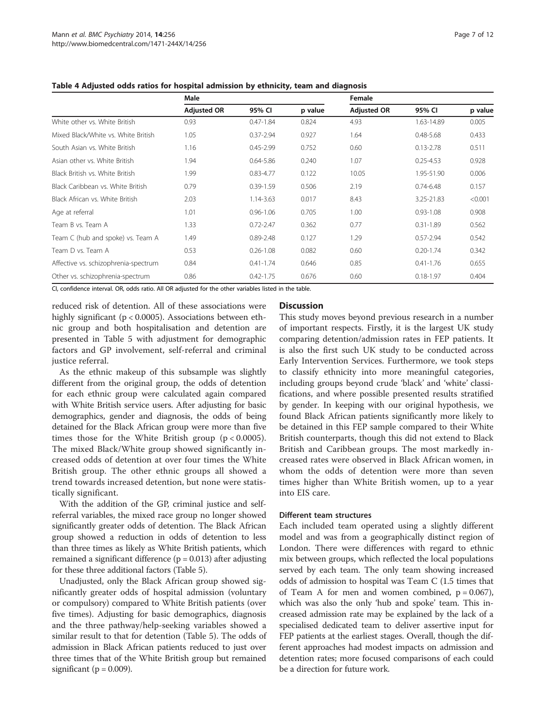**Table 4 Adjusted odds ratios for hospital admission by ethnicity, team and diagnosis**

| | Male | | | Female | | |
|---|---|---|---|---|---|---|
| | Adjusted OR | 95% CI | p value | Adjusted OR | 95% CI | p value |
| White other vs. White British | 0.93 | 0.47-1.84 | 0.824 | 4.93 | 1.63-14.89 | 0.005 |
| Mixed Black/White vs. White British | 1.05 | 0.37-2.94 | 0.927 | 1.64 | 0.48-5.68 | 0.433 |
| South Asian vs. White British | 1.16 | 0.45-2.99 | 0.752 | 0.60 | 0.13-2.78 | 0.511 |
| Asian other vs. White British | 1.94 | 0.64-5.86 | 0.240 | 1.07 | 0.25-4.53 | 0.928 |
| Black British vs. White British | 1.99 | 0.83-4.77 | 0.122 | 10.05 | 1.95-51.90 | 0.006 |
| Black Caribbean vs. White British | 0.79 | 0.39-1.59 | 0.506 | 2.19 | 0.74-6.48 | 0.157 |
| Black African vs. White British | 2.03 | 1.14-3.63 | 0.017 | 8.43 | 3.25-21.83 | <0.001 |
| Age at referral | 1.01 | 0.96-1.06 | 0.705 | 1.00 | 0.93-1.08 | 0.908 |
| Team B vs. Team A | 1.33 | 0.72-2.47 | 0.362 | 0.77 | 0.31-1.89 | 0.562 |
| Team C (hub and spoke) vs. Team A | 1.49 | 0.89-2.48 | 0.127 | 1.29 | 0.57-2.94 | 0.542 |
| Team D vs. Team A | 0.53 | 0.26-1.08 | 0.082 | 0.60 | 0.20-1.74 | 0.342 |
| Affective vs. schizophrenia-spectrum | 0.84 | 0.41-1.74 | 0.646 | 0.85 | 0.41-1.76 | 0.655 |
| Other vs. schizophrenia-spectrum | 0.86 | 0.42-1.75 | 0.676 | 0.60 | 0.18-1.97 | 0.404 |

CI, confidence interval. OR, odds ratio. All OR adjusted for the other variables listed in the table.

reduced risk of detention. All of these associations were highly significant ($p < 0.0005$). Associations between ethnic group and both hospitalisation and detention are presented in Table 5 with adjustment for demographic factors and GP involvement, self-referral and criminal justice referral.

As the ethnic makeup of this subsample was slightly different from the original group, the odds of detention for each ethnic group were calculated again compared with White British service users. After adjusting for basic demographics, gender and diagnosis, the odds of being detained for the Black African group were more than five times those for the White British group ($p < 0.0005$). The mixed Black/White group showed significantly increased odds of detention at over four times the White British group. The other ethnic groups all showed a trend towards increased detention, but none were statistically significant.

With the addition of the GP, criminal justice and self-referral variables, the mixed race group no longer showed significantly greater odds of detention. The Black African group showed a reduction in odds of detention to less than three times as likely as White British patients, which remained a significant difference ($p = 0.013$) after adjusting for these three additional factors (Table 5).

Unadjusted, only the Black African group showed significantly greater odds of hospital admission (voluntary or compulsory) compared to White British patients (over five times). Adjusting for basic demographics, diagnosis and the three pathway/help-seeking variables showed a similar result to that for detention (Table 5). The odds of admission in Black African patients reduced to just over three times that of the White British group but remained significant ($p = 0.009$).

## Discussion

This study moves beyond previous research in a number of important respects. Firstly, it is the largest UK study comparing detention/admission rates in FEP patients. It is also the first such UK study to be conducted across Early Intervention Services. Furthermore, we took steps to classify ethnicity into more meaningful categories, including groups beyond crude 'black' and 'white' classifications, and where possible presented results stratified by gender. In keeping with our original hypothesis, we found Black African patients significantly more likely to be detained in this FEP sample compared to their White British counterparts, though this did not extend to Black British and Caribbean groups. The most markedly increased rates were observed in Black African women, in whom the odds of detention were more than seven times higher than White British women, up to a year into EIS care.

### Different team structures

Each included team operated using a slightly different model and was from a geographically distinct region of London. There were differences with regard to ethnic mix between groups, which reflected the local populations served by each team. The only team showing increased odds of admission to hospital was Team C (1.5 times that of Team A for men and women combined, $p = 0.067$), which was also the only 'hub and spoke' team. This increased admission rate may be explained by the lack of a specialised dedicated team to deliver assertive input for FEP patients at the earliest stages. Overall, though the different approaches had modest impacts on admission and detention rates; more focused comparisons of each could be a direction for future work.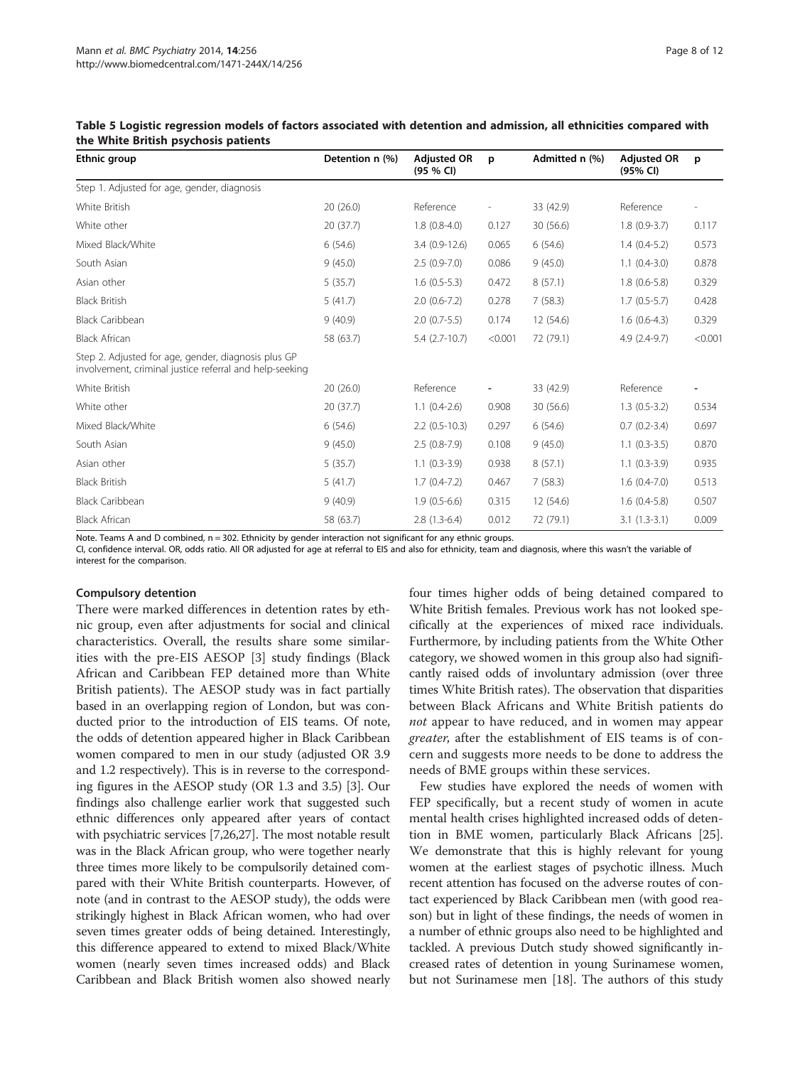**Table 5 Logistic regression models of factors associated with detention and admission, all ethnicities compared with the White British psychosis patients**

| Ethnic group | Detention n (%) | Adjusted OR (95 % CI) | p | Admitted n (%) | Adjusted OR (95% CI) | p |
|---|---|---|---|---|---|---|
| Step 1. Adjusted for age, gender, diagnosis | | | | | | |
| White British | 20 (26.0) | Reference | - | 33 (42.9) | Reference | - |
| White other | 20 (37.7) | 1.8 (0.8-4.0) | 0.127 | 30 (56.6) | 1.8 (0.9-3.7) | 0.117 |
| Mixed Black/White | 6 (54.6) | 3.4 (0.9-12.6) | 0.065 | 6 (54.6) | 1.4 (0.4-5.2) | 0.573 |
| South Asian | 9 (45.0) | 2.5 (0.9-7.0) | 0.086 | 9 (45.0) | 1.1 (0.4-3.0) | 0.878 |
| Asian other | 5 (35.7) | 1.6 (0.5-5.3) | 0.472 | 8 (57.1) | 1.8 (0.6-5.8) | 0.329 |
| Black British | 5 (41.7) | 2.0 (0.6-7.2) | 0.278 | 7 (58.3) | 1.7 (0.5-5.7) | 0.428 |
| Black Caribbean | 9 (40.9) | 2.0 (0.7-5.5) | 0.174 | 12 (54.6) | 1.6 (0.6-4.3) | 0.329 |
| Black African | 58 (63.7) | 5.4 (2.7-10.7) | <0.001 | 72 (79.1) | 4.9 (2.4-9.7) | <0.001 |
| Step 2. Adjusted for age, gender, diagnosis plus GP involvement, criminal justice referral and help-seeking | | | | | | |
| White British | 20 (26.0) | Reference | - | 33 (42.9) | Reference | - |
| White other | 20 (37.7) | 1.1 (0.4-2.6) | 0.908 | 30 (56.6) | 1.3 (0.5-3.2) | 0.534 |
| Mixed Black/White | 6 (54.6) | 2.2 (0.5-10.3) | 0.297 | 6 (54.6) | 0.7 (0.2-3.4) | 0.697 |
| South Asian | 9 (45.0) | 2.5 (0.8-7.9) | 0.108 | 9 (45.0) | 1.1 (0.3-3.5) | 0.870 |
| Asian other | 5 (35.7) | 1.1 (0.3-3.9) | 0.938 | 8 (57.1) | 1.1 (0.3-3.9) | 0.935 |
| Black British | 5 (41.7) | 1.7 (0.4-7.2) | 0.467 | 7 (58.3) | 1.6 (0.4-7.0) | 0.513 |
| Black Caribbean | 9 (40.9) | 1.9 (0.5-6.6) | 0.315 | 12 (54.6) | 1.6 (0.4-5.8) | 0.507 |
| Black African | 58 (63.7) | 2.8 (1.3-6.4) | 0.012 | 72 (79.1) | 3.1 (1.3-3.1) | 0.009 |

Note. Teams A and D combined, n = 302. Ethnicity by gender interaction not significant for any ethnic groups.
CI, confidence interval. OR, odds ratio. All OR adjusted for age at referral to EIS and also for ethnicity, team and diagnosis, where this wasn't the variable of interest for the comparison.

#### Compulsory detention

There were marked differences in detention rates by ethnic group, even after adjustments for social and clinical characteristics. Overall, the results share some similarities with the pre-EIS AESOP [3] study findings (Black African and Caribbean FEP detained more than White British patients). The AESOP study was in fact partially based in an overlapping region of London, but was conducted prior to the introduction of EIS teams. Of note, the odds of detention appeared higher in Black Caribbean women compared to men in our study (adjusted OR 3.9 and 1.2 respectively). This is in reverse to the corresponding figures in the AESOP study (OR 1.3 and 3.5) [3]. Our findings also challenge earlier work that suggested such ethnic differences only appeared after years of contact with psychiatric services [7,26,27]. The most notable result was in the Black African group, who were together nearly three times more likely to be compulsorily detained compared with their White British counterparts. However, of note (and in contrast to the AESOP study), the odds were strikingly highest in Black African women, who had over seven times greater odds of being detained. Interestingly, this difference appeared to extend to mixed Black/White women (nearly seven times increased odds) and Black Caribbean and Black British women also showed nearly four times higher odds of being detained compared to White British females. Previous work has not looked specifically at the experiences of mixed race individuals. Furthermore, by including patients from the White Other category, we showed women in this group also had significantly raised odds of involuntary admission (over three times White British rates). The observation that disparities between Black Africans and White British patients do *not* appear to have reduced, and in women may appear *greater*, after the establishment of EIS teams is of concern and suggests more needs to be done to address the needs of BME groups within these services.

Few studies have explored the needs of women with FEP specifically, but a recent study of women in acute mental health crises highlighted increased odds of detention in BME women, particularly Black Africans [25]. We demonstrate that this is highly relevant for young women at the earliest stages of psychotic illness. Much recent attention has focused on the adverse routes of contact experienced by Black Caribbean men (with good reason) but in light of these findings, the needs of women in a number of ethnic groups also need to be highlighted and tackled. A previous Dutch study showed significantly increased rates of detention in young Surinamese women, but not Surinamese men [18]. The authors of this study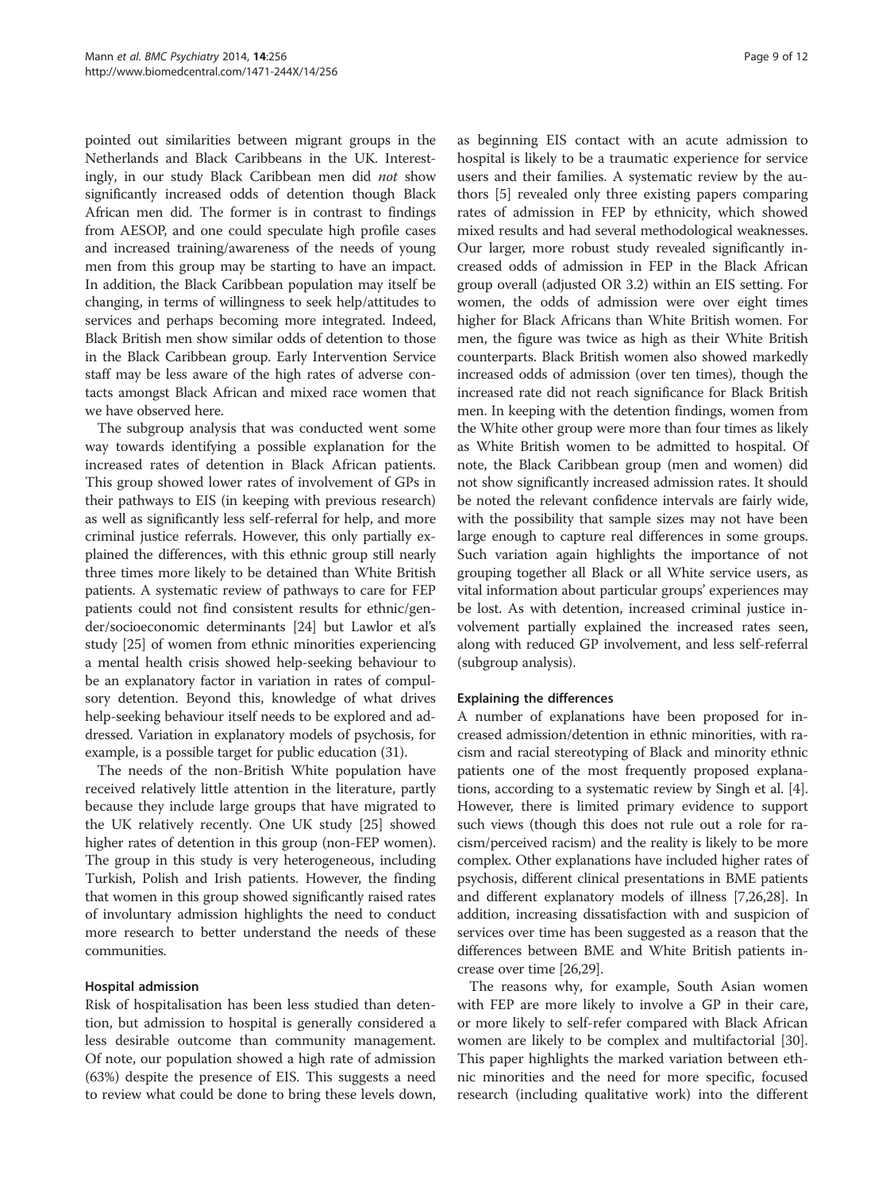pointed out similarities between migrant groups in the Netherlands and Black Caribbeans in the UK. Interestingly, in our study Black Caribbean men did *not* show significantly increased odds of detention though Black African men did. The former is in contrast to findings from AESOP, and one could speculate high profile cases and increased training/awareness of the needs of young men from this group may be starting to have an impact. In addition, the Black Caribbean population may itself be changing, in terms of willingness to seek help/attitudes to services and perhaps becoming more integrated. Indeed, Black British men show similar odds of detention to those in the Black Caribbean group. Early Intervention Service staff may be less aware of the high rates of adverse contacts amongst Black African and mixed race women that we have observed here.

The subgroup analysis that was conducted went some way towards identifying a possible explanation for the increased rates of detention in Black African patients. This group showed lower rates of involvement of GPs in their pathways to EIS (in keeping with previous research) as well as significantly less self-referral for help, and more criminal justice referrals. However, this only partially explained the differences, with this ethnic group still nearly three times more likely to be detained than White British patients. A systematic review of pathways to care for FEP patients could not find consistent results for ethnic/gender/socioeconomic determinants [24] but Lawlor et al's study [25] of women from ethnic minorities experiencing a mental health crisis showed help-seeking behaviour to be an explanatory factor in variation in rates of compulsory detention. Beyond this, knowledge of what drives help-seeking behaviour itself needs to be explored and addressed. Variation in explanatory models of psychosis, for example, is a possible target for public education (31).

The needs of the non-British White population have received relatively little attention in the literature, partly because they include large groups that have migrated to the UK relatively recently. One UK study [25] showed higher rates of detention in this group (non-FEP women). The group in this study is very heterogeneous, including Turkish, Polish and Irish patients. However, the finding that women in this group showed significantly raised rates of involuntary admission highlights the need to conduct more research to better understand the needs of these communities.

#### Hospital admission

Risk of hospitalisation has been less studied than detention, but admission to hospital is generally considered a less desirable outcome than community management. Of note, our population showed a high rate of admission (63%) despite the presence of EIS. This suggests a need to review what could be done to bring these levels down, as beginning EIS contact with an acute admission to hospital is likely to be a traumatic experience for service users and their families. A systematic review by the authors [5] revealed only three existing papers comparing rates of admission in FEP by ethnicity, which showed mixed results and had several methodological weaknesses. Our larger, more robust study revealed significantly increased odds of admission in FEP in the Black African group overall (adjusted OR 3.2) within an EIS setting. For women, the odds of admission were over eight times higher for Black Africans than White British women. For men, the figure was twice as high as their White British counterparts. Black British women also showed markedly increased odds of admission (over ten times), though the increased rate did not reach significance for Black British men. In keeping with the detention findings, women from the White other group were more than four times as likely as White British women to be admitted to hospital. Of note, the Black Caribbean group (men and women) did not show significantly increased admission rates. It should be noted the relevant confidence intervals are fairly wide, with the possibility that sample sizes may not have been large enough to capture real differences in some groups. Such variation again highlights the importance of not grouping together all Black or all White service users, as vital information about particular groups' experiences may be lost. As with detention, increased criminal justice involvement partially explained the increased rates seen, along with reduced GP involvement, and less self-referral (subgroup analysis).

#### Explaining the differences

A number of explanations have been proposed for increased admission/detention in ethnic minorities, with racism and racial stereotyping of Black and minority ethnic patients one of the most frequently proposed explanations, according to a systematic review by Singh et al. [4]. However, there is limited primary evidence to support such views (though this does not rule out a role for racism/perceived racism) and the reality is likely to be more complex. Other explanations have included higher rates of psychosis, different clinical presentations in BME patients and different explanatory models of illness [7,26,28]. In addition, increasing dissatisfaction with and suspicion of services over time has been suggested as a reason that the differences between BME and White British patients increase over time [26,29].

The reasons why, for example, South Asian women with FEP are more likely to involve a GP in their care, or more likely to self-refer compared with Black African women are likely to be complex and multifactorial [30]. This paper highlights the marked variation between ethnic minorities and the need for more specific, focused research (including qualitative work) into the different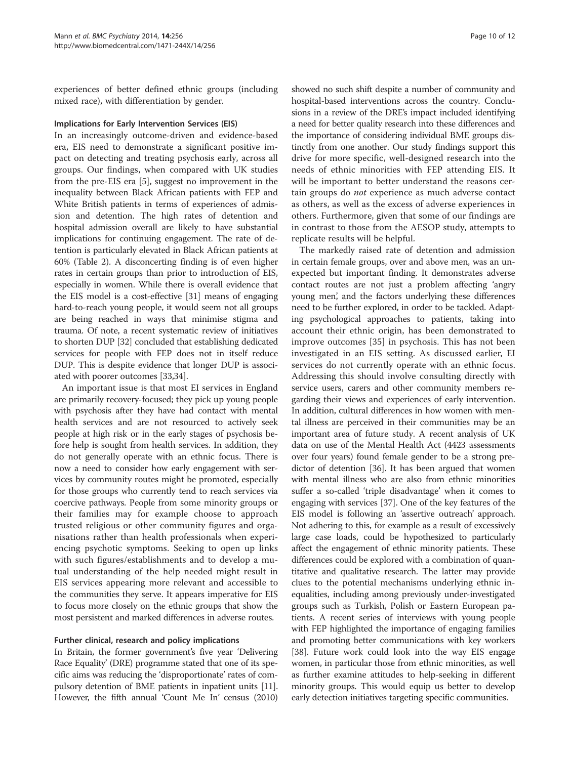experiences of better defined ethnic groups (including mixed race), with differentiation by gender.

### Implications for Early Intervention Services (EIS)

In an increasingly outcome-driven and evidence-based era, EIS need to demonstrate a significant positive impact on detecting and treating psychosis early, across all groups. Our findings, when compared with UK studies from the pre-EIS era [5], suggest no improvement in the inequality between Black African patients with FEP and White British patients in terms of experiences of admission and detention. The high rates of detention and hospital admission overall are likely to have substantial implications for continuing engagement. The rate of detention is particularly elevated in Black African patients at 60% (Table 2). A disconcerting finding is of even higher rates in certain groups than prior to introduction of EIS, especially in women. While there is overall evidence that the EIS model is a cost-effective [31] means of engaging hard-to-reach young people, it would seem not all groups are being reached in ways that minimise stigma and trauma. Of note, a recent systematic review of initiatives to shorten DUP [32] concluded that establishing dedicated services for people with FEP does not in itself reduce DUP. This is despite evidence that longer DUP is associated with poorer outcomes [33,34].

An important issue is that most EI services in England are primarily recovery-focused; they pick up young people with psychosis after they have had contact with mental health services and are not resourced to actively seek people at high risk or in the early stages of psychosis before help is sought from health services. In addition, they do not generally operate with an ethnic focus. There is now a need to consider how early engagement with services by community routes might be promoted, especially for those groups who currently tend to reach services via coercive pathways. People from some minority groups or their families may for example choose to approach trusted religious or other community figures and organisations rather than health professionals when experiencing psychotic symptoms. Seeking to open up links with such figures/establishments and to develop a mutual understanding of the help needed might result in EIS services appearing more relevant and accessible to the communities they serve. It appears imperative for EIS to focus more closely on the ethnic groups that show the most persistent and marked differences in adverse routes.

### Further clinical, research and policy implications

In Britain, the former government's five year 'Delivering Race Equality' (DRE) programme stated that one of its specific aims was reducing the 'disproportionate' rates of compulsory detention of BME patients in inpatient units [11]. However, the fifth annual 'Count Me In' census (2010) showed no such shift despite a number of community and hospital-based interventions across the country. Conclusions in a review of the DRE's impact included identifying a need for better quality research into these differences and the importance of considering individual BME groups distinctly from one another. Our study findings support this drive for more specific, well-designed research into the needs of ethnic minorities with FEP attending EIS. It will be important to better understand the reasons certain groups do *not* experience as much adverse contact as others, as well as the excess of adverse experiences in others. Furthermore, given that some of our findings are in contrast to those from the AESOP study, attempts to replicate results will be helpful.

The markedly raised rate of detention and admission in certain female groups, over and above men, was an unexpected but important finding. It demonstrates adverse contact routes are not just a problem affecting 'angry young men', and the factors underlying these differences need to be further explored, in order to be tackled. Adapting psychological approaches to patients, taking into account their ethnic origin, has been demonstrated to improve outcomes [35] in psychosis. This has not been investigated in an EIS setting. As discussed earlier, EI services do not currently operate with an ethnic focus. Addressing this should involve consulting directly with service users, carers and other community members regarding their views and experiences of early intervention. In addition, cultural differences in how women with mental illness are perceived in their communities may be an important area of future study. A recent analysis of UK data on use of the Mental Health Act (4423 assessments over four years) found female gender to be a strong predictor of detention [36]. It has been argued that women with mental illness who are also from ethnic minorities suffer a so-called 'triple disadvantage' when it comes to engaging with services [37]. One of the key features of the EIS model is following an 'assertive outreach' approach. Not adhering to this, for example as a result of excessively large case loads, could be hypothesized to particularly affect the engagement of ethnic minority patients. These differences could be explored with a combination of quantitative and qualitative research. The latter may provide clues to the potential mechanisms underlying ethnic inequalities, including among previously under-investigated groups such as Turkish, Polish or Eastern European patients. A recent series of interviews with young people with FEP highlighted the importance of engaging families and promoting better communications with key workers [38]. Future work could look into the way EIS engage women, in particular those from ethnic minorities, as well as further examine attitudes to help-seeking in different minority groups. This would equip us better to develop early detection initiatives targeting specific communities.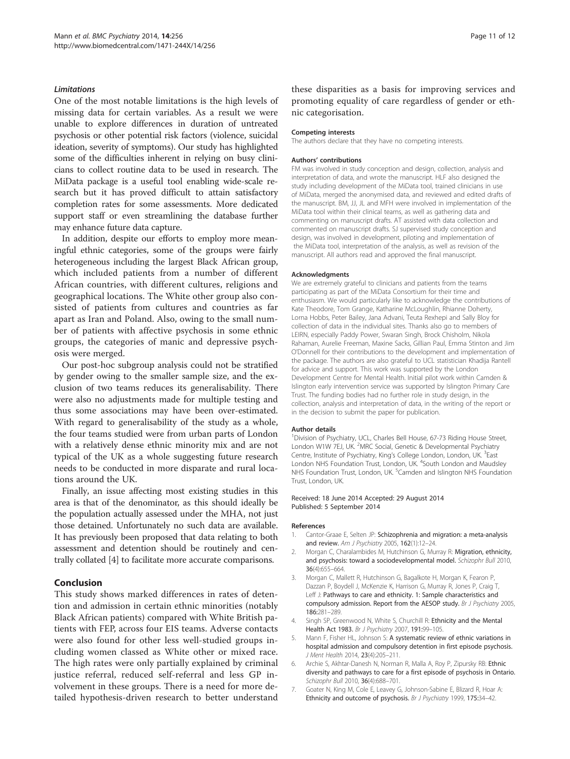### *Limitations*

One of the most notable limitations is the high levels of missing data for certain variables. As a result we were unable to explore differences in duration of untreated psychosis or other potential risk factors (violence, suicidal ideation, severity of symptoms). Our study has highlighted some of the difficulties inherent in relying on busy clinicians to collect routine data to be used in research. The MiData package is a useful tool enabling wide-scale research but it has proved difficult to attain satisfactory completion rates for some assessments. More dedicated support staff or even streamlining the database further may enhance future data capture.

In addition, despite our efforts to employ more meaningful ethnic categories, some of the groups were fairly heterogeneous including the largest Black African group, which included patients from a number of different African countries, with different cultures, religions and geographical locations. The White other group also consisted of patients from cultures and countries as far apart as Iran and Poland. Also, owing to the small number of patients with affective psychosis in some ethnic groups, the categories of manic and depressive psychosis were merged.

Our post-hoc subgroup analysis could not be stratified by gender owing to the smaller sample size, and the exclusion of two teams reduces its generalisability. There were also no adjustments made for multiple testing and thus some associations may have been over-estimated. With regard to generalisability of the study as a whole, the four teams studied were from urban parts of London with a relatively dense ethnic minority mix and are not typical of the UK as a whole suggesting future research needs to be conducted in more disparate and rural locations around the UK.

Finally, an issue affecting most existing studies in this area is that of the denominator, as this should ideally be the population actually assessed under the MHA, not just those detained. Unfortunately no such data are available. It has previously been proposed that data relating to both assessment and detention should be routinely and centrally collated [4] to facilitate more accurate comparisons.

## Conclusion

This study shows marked differences in rates of detention and admission in certain ethnic minorities (notably Black African patients) compared with White British patients with FEP, across four EIS teams. Adverse contacts were also found for other less well-studied groups including women classed as White other or mixed race. The high rates were only partially explained by criminal justice referral, reduced self-referral and less GP involvement in these groups. There is a need for more detailed hypothesis-driven research to better understand these disparities as a basis for improving services and promoting equality of care regardless of gender or ethnic categorisation.

#### Competing interests

The authors declare that they have no competing interests.

#### Authors' contributions

FM was involved in study conception and design, collection, analysis and interpretation of data, and wrote the manuscript. HLF also designed the study including development of the MiData tool, trained clinicians in use of MiData, merged the anonymised data, and reviewed and edited drafts of the manuscript. BM, JJ, JL and MFH were involved in implementation of the MiData tool within their clinical teams, as well as gathering data and commenting on manuscript drafts. AT assisted with data collection and commented on manuscript drafts. SJ supervised study conception and design, was involved in development, piloting and implementation of the MiData tool, interpretation of the analysis, as well as revision of the manuscript. All authors read and approved the final manuscript.

#### Acknowledgments

We are extremely grateful to clinicians and patients from the teams participating as part of the MiData Consortium for their time and enthusiasm. We would particularly like to acknowledge the contributions of Kate Theodore, Tom Grange, Katharine McLoughlin, Rhianne Doherty, Lorna Hobbs, Peter Bailey, Jana Advani, Teuta Rexhepi and Sally Bloy for collection of data in the individual sites. Thanks also go to members of LEIRN, especially Paddy Power, Swaran Singh, Brock Chisholm, Nikola Rahaman, Aurelie Freeman, Maxine Sacks, Gillian Paul, Emma Stinton and Jim O'Donnell for their contributions to the development and implementation of the package. The authors are also grateful to UCL statistician Khadija Rantell for advice and support. This work was supported by the London Development Centre for Mental Health. Initial pilot work within Camden & Islington early intervention service was supported by Islington Primary Care Trust. The funding bodies had no further role in study design, in the collection, analysis and interpretation of data, in the writing of the report or in the decision to submit the paper for publication.

#### Author details

[1]Division of Psychiatry, UCL, Charles Bell House, 67-73 Riding House Street, London W1W 7EJ, UK. [2]MRC Social, Genetic & Developmental Psychiatry Centre, Institute of Psychiatry, King's College London, London, UK. [3]East London NHS Foundation Trust, London, UK. [4]South London and Maudsley NHS Foundation Trust, London, UK. [5]Camden and Islington NHS Foundation Trust, London, UK.

Received: 18 June 2014 Accepted: 29 August 2014
Published: 5 September 2014

#### References

1. Cantor-Graae E, Selten JP: **Schizophrenia and migration: a meta-analysis and review.** *Am J Psychiatry* 2005, **162**(1):12–24.
2. Morgan C, Charalambides M, Hutchinson G, Murray R: **Migration, ethnicity, and psychosis: toward a sociodevelopmental model.** *Schizophr Bull* 2010, **36**(4):655–664.
3. Morgan C, Mallett R, Hutchinson G, Bagalkote H, Morgan K, Fearon P, Dazzan P, Boydell J, McKenzie K, Harrison G, Murray R, Jones P, Craig T, Leff J: **Pathways to care and ethnicity. 1: Sample characteristics and compulsory admission. Report from the AESOP study.** *Br J Psychiatry* 2005, **186**:281–289.
4. Singh SP, Greenwood N, White S, Churchill R: **Ethnicity and the Mental Health Act 1983.** *Br J Psychiatry* 2007, **191**:99–105.
5. Mann F, Fisher HL, Johnson S: **A systematic review of ethnic variations in hospital admission and compulsory detention in first episode psychosis.** *J Ment Health* 2014, **23**(4):205–211.
6. Archie S, Akhtar-Danesh N, Norman R, Malla A, Roy P, Zipursky RB: **Ethnic diversity and pathways to care for a first episode of psychosis in Ontario.** *Schizophr Bull* 2010, **36**(4):688–701.
7. Goater N, King M, Cole E, Leavey G, Johnson-Sabine E, Blizard R, Hoar A: **Ethnicity and outcome of psychosis.** *Br J Psychiatry* 1999, **175**:34–42.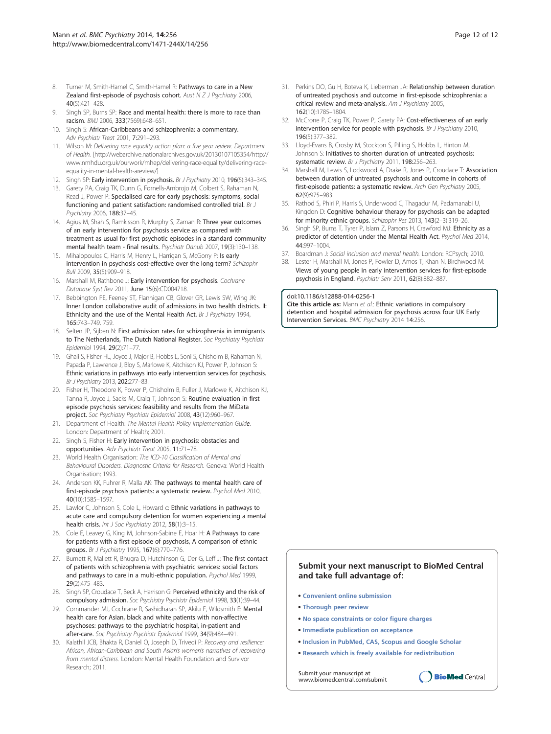8. Turner M, Smith-Hamel C, Smith-Hamel R: **Pathways to care in a New Zealand first-episode of psychosis cohort.** *Aust N Z J Psychiatry* 2006, **40**(5):421–428.
9. Singh SP, Burns SP: **Race and mental health: there is more to race than racism.** *BMJ* 2006, **333**(7569):648–651.
10. Singh S: **African-Caribbeans and schizophrenia: a commentary.** *Adv Psychiatr Treat* 2001, **7**:291–293.
11. Wilson M: *Delivering race equality action plan: a five year review. Department of Health.* [http://webarchive.nationalarchives.gov.uk/20130107105354/http://www.nmhdu.org.uk/ourwork/mhep/delivering-race-equality/delivering-race-equality-in-mental-health-areview/]
12. Singh SP: **Early intervention in psychosis.** *Br J Psychiatry* 2010, **196**(5):343–345.
13. Garety PA, Craig TK, Dunn G, Fornells-Ambrojo M, Colbert S, Rahaman N, Read J, Power P: **Specialised care for early psychosis: symptoms, social functioning and patient satisfaction: randomised controlled trial.** *Br J Psychiatry* 2006, **188**:37–45.
14. Agius M, Shah S, Ramkisson R, Murphy S, Zaman R: **Three year outcomes of an early intervention for psychosis service as compared with treatment as usual for first psychotic episodes in a standard community mental health team - final results.** *Psychiatr Danub* 2007, **19**(3):130–138.
15. Mihalopoulos C, Harris M, Henry L, Harrigan S, McGorry P: **Is early intervention in psychosis cost-effective over the long term?** *Schizophr Bull* 2009, **35**(5):909–918.
16. Marshall M, Rathbone J: **Early intervention for psychosis.** *Cochrane Database Syst Rev* 2011, **June 15**(6):CD004718.
17. Bebbington PE, Feeney ST, Flannigan CB, Glover GR, Lewis SW, Wing JK: **Inner London collaborative audit of admissions in two health districts. II: Ethnicity and the use of the Mental Health Act.** *Br J Psychiatry* 1994, **165**:743–749. 759.
18. Selten JP, Sijben N: **First admission rates for schizophrenia in immigrants to The Netherlands, The Dutch National Register.** *Soc Psychiatry Psychiatr Epidemiol* 1994, **29**(2):71–77.
19. Ghali S, Fisher HL, Joyce J, Major B, Hobbs L, Soni S, Chisholm B, Rahaman N, Papada P, Lawrence J, Bloy S, Marlowe K, Aitchison KJ, Power P, Johnson S: **Ethnic variations in pathways into early intervention services for psychosis.** *Br J Psychiatry* 2013, **202**:277–83.
20. Fisher H, Theodore K, Power P, Chisholm B, Fuller J, Marlowe K, Aitchison KJ, Tanna R, Joyce J, Sacks M, Craig T, Johnson S: **Routine evaluation in first episode psychosis services: feasibility and results from the MiData project.** *Soc Psychiatry Psychiatr Epidemiol* 2008, **43**(12):960–967.
21. Department of Health: *The Mental Health Policy Implementation Guide.* London: Department of Health; 2001.
22. Singh S, Fisher H: **Early intervention in psychosis: obstacles and opportunities.** *Adv Psychiatr Treat* 2005, **11**:71–78.
23. World Health Organisation: *The ICD-10 Classification of Mental and Behavioural Disorders. Diagnostic Criteria for Research.* Geneva: World Health Organisation; 1993.
24. Anderson KK, Fuhrer R, Malla AK: **The pathways to mental health care of first-episode psychosis patients: a systematic review.** *Psychol Med* 2010, **40**(10):1585–1597.
25. Lawlor C, Johnson S, Cole L, Howard c: **Ethnic variations in pathways to acute care and compulsory detention for women experiencing a mental health crisis.** *Int J Soc Psychiatry* 2012, **58**(1):3–15.
26. Cole E, Leavey G, King M, Johnson-Sabine E, Hoar H: **A Pathways to care for patients with a first episode of psychosis, A comparison of ethnic groups.** *Br J Psychiatry* 1995, **167**(6):770–776.
27. Burnett R, Mallett R, Bhugra D, Hutchinson G, Der G, Leff J: **The first contact of patients with schizophrenia with psychiatric services: social factors and pathways to care in a multi-ethnic population.** *Psychol Med* 1999, **29**(2):475–483.
28. Singh SP, Croudace T, Beck A, Harrison G: **Perceived ethnicity and the risk of compulsory admission.** *Soc Psychiatry Psychiatr Epidemiol* 1998, **33**(1):39–44.
29. Commander MJ, Cochrane R, Sashidharan SP, Akilu F, Wildsmith E: **Mental health care for Asian, black and white patients with non-affective psychoses: pathways to the psychiatric hospital, in-patient and after-care.** *Soc Psychiatry Psychiatr Epidemiol* 1999, **34**(9):484–491.
30. Kalathil JCB, Bhakta R, Daniel O, Joseph D, Trivedi P: *Recovery and resilience: African, African-Caribbean and South Asian's women's narratives of recovering from mental distress.* London: Mental Health Foundation and Survivor Research; 2011.
31. Perkins DO, Gu H, Boteva K, Lieberman JA: **Relationship between duration of untreated psychosis and outcome in first-episode schizophrenia: a critical review and meta-analysis.** *Am J Psychiatry* 2005, **162**(10):1785–1804.
32. McCrone P, Craig TK, Power P, Garety PA: **Cost-effectiveness of an early intervention service for people with psychosis.** *Br J Psychiatry* 2010, **196**(5):377–382.
33. Lloyd-Evans B, Crosby M, Stockton S, Pilling S, Hobbs L, Hinton M, Johnson S: **Initiatives to shorten duration of untreated psychosis: systematic review.** *Br J Psychiatry* 2011, **198**:256–263.
34. Marshall M, Lewis S, Lockwood A, Drake R, Jones P, Croudace T: **Association between duration of untreated psychosis and outcome in cohorts of first-episode patients: a systematic review.** *Arch Gen Psychiatry* 2005, **62**(9):975–983.
35. Rathod S, Phiri P, Harris S, Underwood C, Thagadur M, Padamanabi U, Kingdon D: **Cognitive behaviour therapy for psychosis can be adapted for minority ethnic groups.** *Schizophr Res* 2013, **143**(2–3):319–26.
36. Singh SP, Burns T, Tyrer P, Islam Z, Parsons H, Crawford MJ: **Ethnicity as a predictor of detention under the Mental Health Act.** *Psychol Med* 2014, **44**:997–1004.
37. Boardman J: *Social inclusion and mental health.* London: RCPsych; 2010.
38. Lester H, Marshall M, Jones P, Fowler D, Amos T, Khan N, Birchwood M: **Views of young people in early intervention services for first-episode psychosis in England.** *Psychiatr Serv* 2011, **62**(8):882–887.

doi:10.1186/s12888-014-0256-1

**Cite this article as:** Mann *et al.*: Ethnic variations in compulsory detention and hospital admission for psychosis across four UK Early Intervention Services. *BMC Psychiatry* 2014 **14**:256.

**Submit your next manuscript to BioMed Central and take full advantage of:**

- **Convenient online submission**
- **Thorough peer review**
- **No space constraints or color figure charges**
- **Immediate publication on acceptance**
- **Inclusion in PubMed, CAS, Scopus and Google Scholar**
- **Research which is freely available for redistribution**

Submit your manuscript at www.biomedcentral.com/submit

BioMed Central